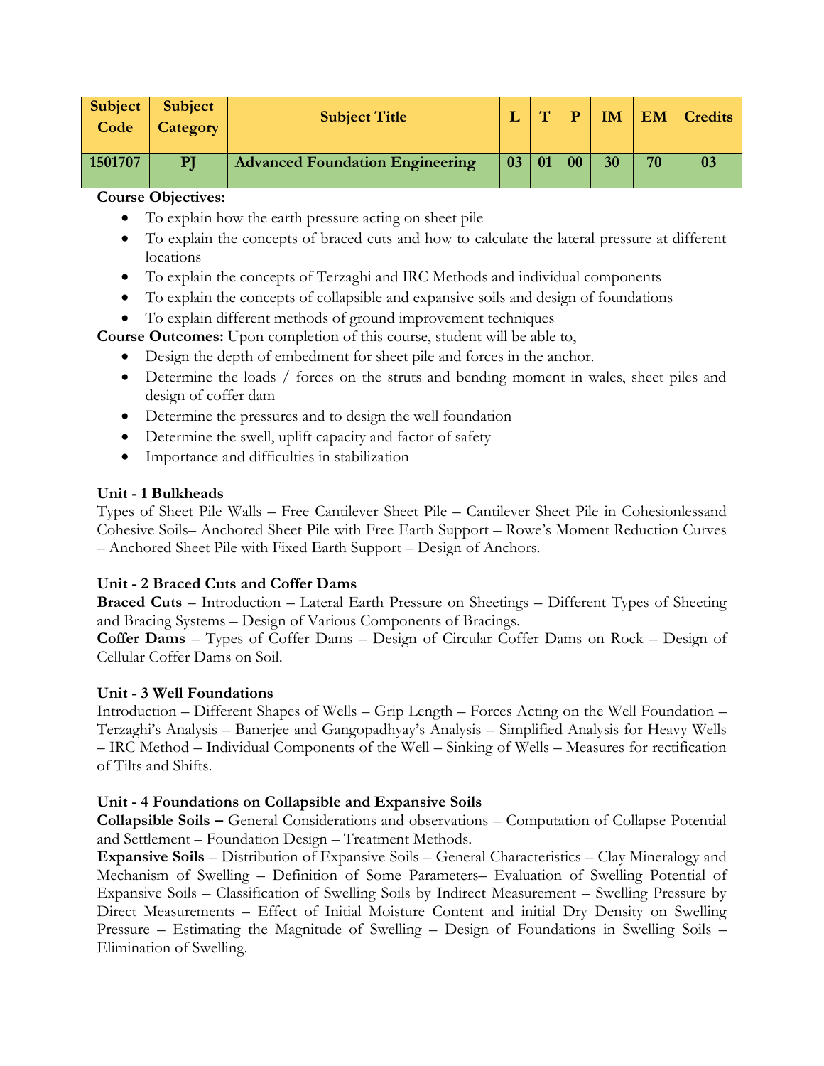| Subject Code | Subject Category | Subject Title | L | T | P | IM | EM | Credits |
|---|---|---|---|---|---|---|---|---|
| 1501707 | PJ | Advanced Foundation Engineering | 03 | 01 | 00 | 30 | 70 | 03 |

**Course Objectives:**

- To explain how the earth pressure acting on sheet pile
- To explain the concepts of braced cuts and how to calculate the lateral pressure at different locations
- To explain the concepts of Terzaghi and IRC Methods and individual components
- To explain the concepts of collapsible and expansive soils and design of foundations
- To explain different methods of ground improvement techniques

**Course Outcomes:** Upon completion of this course, student will be able to,

- Design the depth of embedment for sheet pile and forces in the anchor.
- Determine the loads / forces on the struts and bending moment in wales, sheet piles and design of coffer dam
- Determine the pressures and to design the well foundation
- Determine the swell, uplift capacity and factor of safety
- Importance and difficulties in stabilization

**Unit - 1 Bulkheads**

Types of Sheet Pile Walls – Free Cantilever Sheet Pile – Cantilever Sheet Pile in Cohesionlessand Cohesive Soils– Anchored Sheet Pile with Free Earth Support – Rowe's Moment Reduction Curves – Anchored Sheet Pile with Fixed Earth Support – Design of Anchors.

**Unit - 2 Braced Cuts and Coffer Dams**

**Braced Cuts** – Introduction – Lateral Earth Pressure on Sheetings – Different Types of Sheeting and Bracing Systems – Design of Various Components of Bracings.

**Coffer Dams** – Types of Coffer Dams – Design of Circular Coffer Dams on Rock – Design of Cellular Coffer Dams on Soil.

**Unit - 3 Well Foundations**

Introduction – Different Shapes of Wells – Grip Length – Forces Acting on the Well Foundation – Terzaghi's Analysis – Banerjee and Gangopadhyay's Analysis – Simplified Analysis for Heavy Wells – IRC Method – Individual Components of the Well – Sinking of Wells – Measures for rectification of Tilts and Shifts.

**Unit - 4 Foundations on Collapsible and Expansive Soils**

**Collapsible Soils –** General Considerations and observations – Computation of Collapse Potential and Settlement – Foundation Design – Treatment Methods.

**Expansive Soils** – Distribution of Expansive Soils – General Characteristics – Clay Mineralogy and Mechanism of Swelling – Definition of Some Parameters– Evaluation of Swelling Potential of Expansive Soils – Classification of Swelling Soils by Indirect Measurement – Swelling Pressure by Direct Measurements – Effect of Initial Moisture Content and initial Dry Density on Swelling Pressure – Estimating the Magnitude of Swelling – Design of Foundations in Swelling Soils – Elimination of Swelling.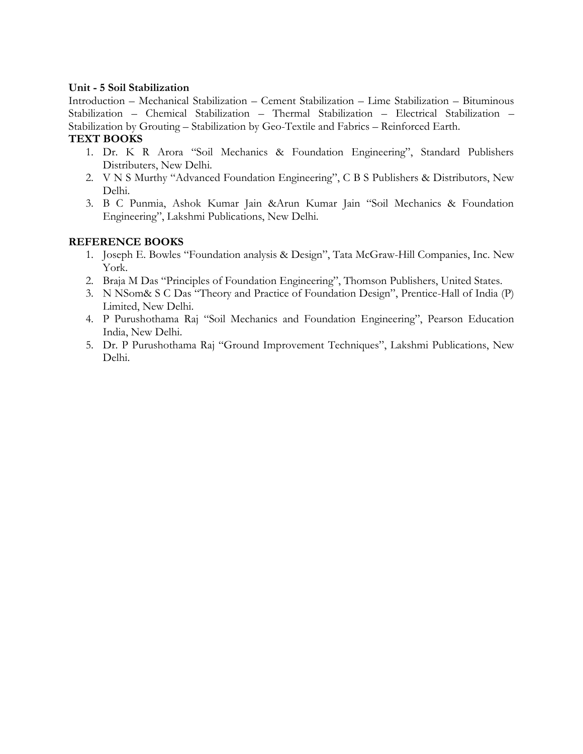**Unit - 5 Soil Stabilization**

Introduction – Mechanical Stabilization – Cement Stabilization – Lime Stabilization – Bituminous Stabilization – Chemical Stabilization – Thermal Stabilization – Electrical Stabilization – Stabilization by Grouting – Stabilization by Geo-Textile and Fabrics – Reinforced Earth.

**TEXT BOOKS**

1. Dr. K R Arora "Soil Mechanics & Foundation Engineering", Standard Publishers Distributers, New Delhi.
2. V N S Murthy "Advanced Foundation Engineering", C B S Publishers & Distributors, New Delhi.
3. B C Punmia, Ashok Kumar Jain &Arun Kumar Jain "Soil Mechanics & Foundation Engineering", Lakshmi Publications, New Delhi.

**REFERENCE BOOKS**

1. Joseph E. Bowles "Foundation analysis & Design", Tata McGraw-Hill Companies, Inc. New York.
2. Braja M Das "Principles of Foundation Engineering", Thomson Publishers, United States.
3. N NSom& S C Das "Theory and Practice of Foundation Design", Prentice-Hall of India (P) Limited, New Delhi.
4. P Purushothama Raj "Soil Mechanics and Foundation Engineering", Pearson Education India, New Delhi.
5. Dr. P Purushothama Raj "Ground Improvement Techniques", Lakshmi Publications, New Delhi.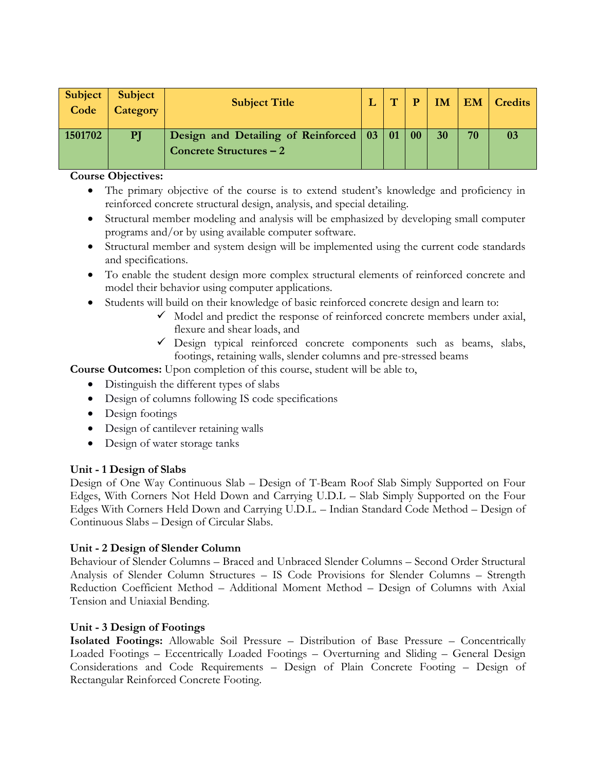| Subject Code | Subject Category | Subject Title | L | T | P | IM | EM | Credits |
|---|---|---|---|---|---|---|---|---|
| **1501702** | **PJ** | **Design and Detailing of Reinforced Concrete Structures – 2** | **03** | **01** | **00** | **30** | **70** | **03** |

**Course Objectives:**

- The primary objective of the course is to extend student's knowledge and proficiency in reinforced concrete structural design, analysis, and special detailing.
- Structural member modeling and analysis will be emphasized by developing small computer programs and/or by using available computer software.
- Structural member and system design will be implemented using the current code standards and specifications.
- To enable the student design more complex structural elements of reinforced concrete and model their behavior using computer applications.
- Students will build on their knowledge of basic reinforced concrete design and learn to:
  - ✓ Model and predict the response of reinforced concrete members under axial, flexure and shear loads, and
  - ✓ Design typical reinforced concrete components such as beams, slabs, footings, retaining walls, slender columns and pre-stressed beams

**Course Outcomes:** Upon completion of this course, student will be able to,

- Distinguish the different types of slabs
- Design of columns following IS code specifications
- Design footings
- Design of cantilever retaining walls
- Design of water storage tanks

**Unit - 1 Design of Slabs**

Design of One Way Continuous Slab – Design of T-Beam Roof Slab Simply Supported on Four Edges, With Corners Not Held Down and Carrying U.D.L – Slab Simply Supported on the Four Edges With Corners Held Down and Carrying U.D.L. – Indian Standard Code Method – Design of Continuous Slabs – Design of Circular Slabs.

**Unit - 2 Design of Slender Column**

Behaviour of Slender Columns – Braced and Unbraced Slender Columns – Second Order Structural Analysis of Slender Column Structures – IS Code Provisions for Slender Columns – Strength Reduction Coefficient Method – Additional Moment Method – Design of Columns with Axial Tension and Uniaxial Bending.

**Unit - 3 Design of Footings**

**Isolated Footings:** Allowable Soil Pressure – Distribution of Base Pressure – Concentrically Loaded Footings – Eccentrically Loaded Footings – Overturning and Sliding – General Design Considerations and Code Requirements – Design of Plain Concrete Footing – Design of Rectangular Reinforced Concrete Footing.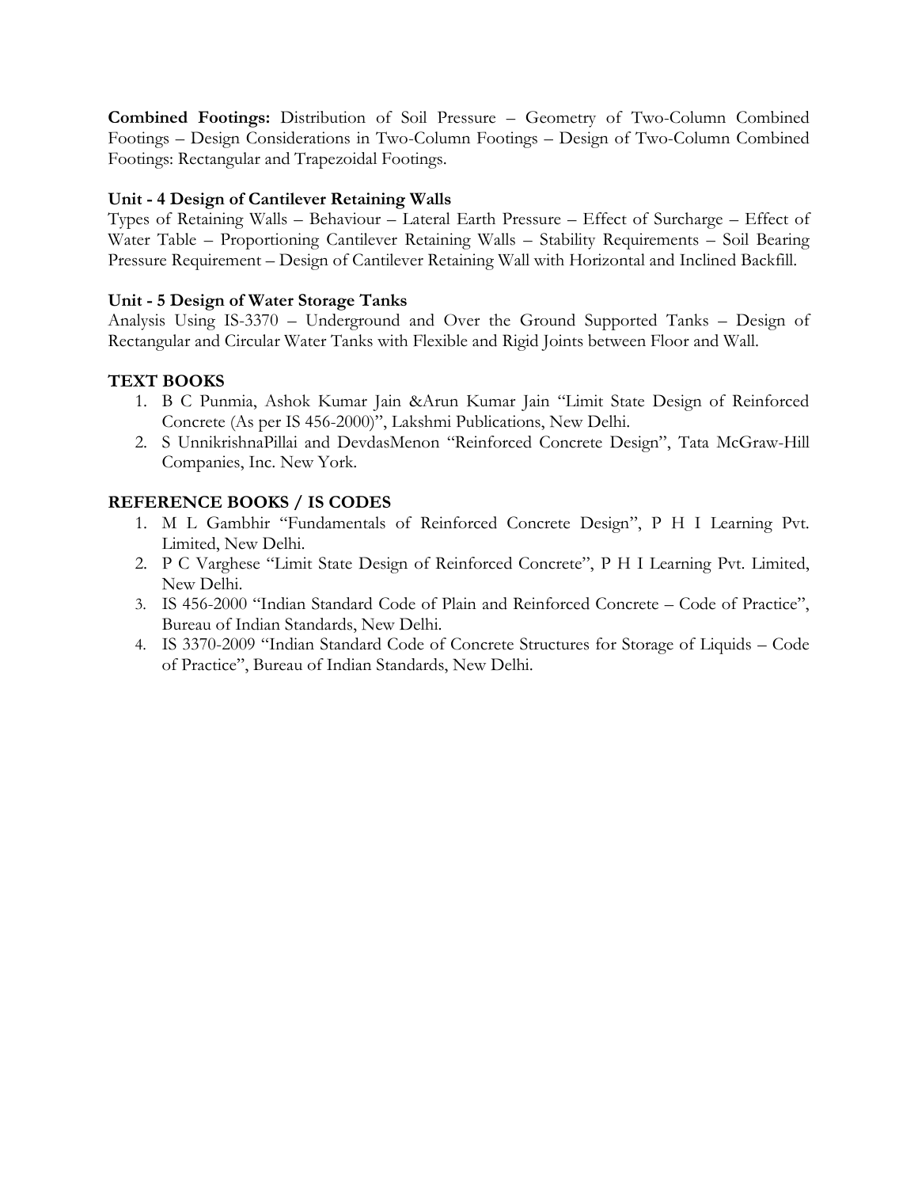**Combined Footings:** Distribution of Soil Pressure – Geometry of Two-Column Combined Footings – Design Considerations in Two-Column Footings – Design of Two-Column Combined Footings: Rectangular and Trapezoidal Footings.

**Unit - 4 Design of Cantilever Retaining Walls**

Types of Retaining Walls – Behaviour – Lateral Earth Pressure – Effect of Surcharge – Effect of Water Table – Proportioning Cantilever Retaining Walls – Stability Requirements – Soil Bearing Pressure Requirement – Design of Cantilever Retaining Wall with Horizontal and Inclined Backfill.

**Unit - 5 Design of Water Storage Tanks**

Analysis Using IS-3370 – Underground and Over the Ground Supported Tanks – Design of Rectangular and Circular Water Tanks with Flexible and Rigid Joints between Floor and Wall.

## TEXT BOOKS

1. B C Punmia, Ashok Kumar Jain &Arun Kumar Jain "Limit State Design of Reinforced Concrete (As per IS 456-2000)", Lakshmi Publications, New Delhi.
2. S UnnikrishnaPillai and DevdasMenon "Reinforced Concrete Design", Tata McGraw-Hill Companies, Inc. New York.

## REFERENCE BOOKS / IS CODES

1. M L Gambhir "Fundamentals of Reinforced Concrete Design", P H I Learning Pvt. Limited, New Delhi.
2. P C Varghese "Limit State Design of Reinforced Concrete", P H I Learning Pvt. Limited, New Delhi.
3. IS 456-2000 "Indian Standard Code of Plain and Reinforced Concrete – Code of Practice", Bureau of Indian Standards, New Delhi.
4. IS 3370-2009 "Indian Standard Code of Concrete Structures for Storage of Liquids – Code of Practice", Bureau of Indian Standards, New Delhi.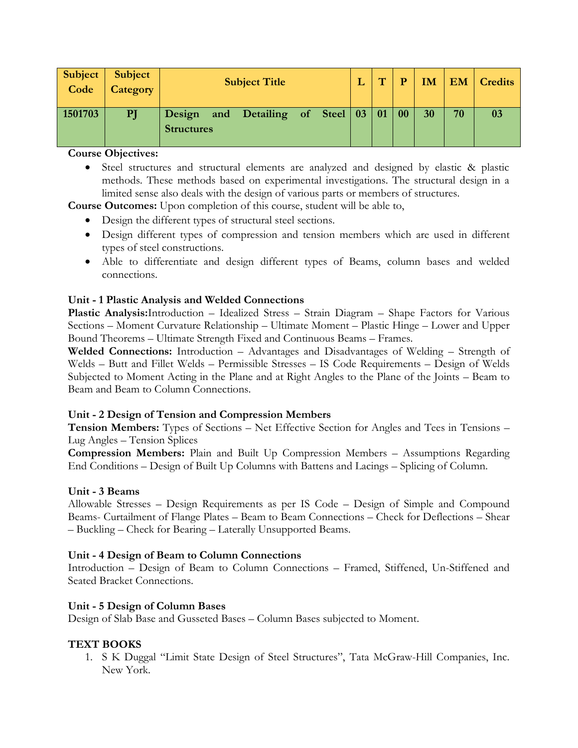| Subject Code | Subject Category | Subject Title | L | T | P | IM | EM | Credits |
|---|---|---|---|---|---|---|---|---|
| 1501703 | PJ | Design and Detailing of Steel Structures | 03 | 01 | 00 | 30 | 70 | 03 |

**Course Objectives:**

- Steel structures and structural elements are analyzed and designed by elastic & plastic methods. These methods based on experimental investigations. The structural design in a limited sense also deals with the design of various parts or members of structures.

**Course Outcomes:** Upon completion of this course, student will be able to,

- Design the different types of structural steel sections.
- Design different types of compression and tension members which are used in different types of steel constructions.
- Able to differentiate and design different types of Beams, column bases and welded connections.

**Unit - 1 Plastic Analysis and Welded Connections**

**Plastic Analysis:**Introduction – Idealized Stress – Strain Diagram – Shape Factors for Various Sections – Moment Curvature Relationship – Ultimate Moment – Plastic Hinge – Lower and Upper Bound Theorems – Ultimate Strength Fixed and Continuous Beams – Frames.

**Welded Connections:** Introduction – Advantages and Disadvantages of Welding – Strength of Welds – Butt and Fillet Welds – Permissible Stresses – IS Code Requirements – Design of Welds Subjected to Moment Acting in the Plane and at Right Angles to the Plane of the Joints – Beam to Beam and Beam to Column Connections.

**Unit - 2 Design of Tension and Compression Members**

**Tension Members:** Types of Sections – Net Effective Section for Angles and Tees in Tensions – Lug Angles – Tension Splices

**Compression Members:** Plain and Built Up Compression Members – Assumptions Regarding End Conditions – Design of Built Up Columns with Battens and Lacings – Splicing of Column.

**Unit - 3 Beams**

Allowable Stresses – Design Requirements as per IS Code – Design of Simple and Compound Beams- Curtailment of Flange Plates – Beam to Beam Connections – Check for Deflections – Shear – Buckling – Check for Bearing – Laterally Unsupported Beams.

**Unit - 4 Design of Beam to Column Connections**

Introduction – Design of Beam to Column Connections – Framed, Stiffened, Un-Stiffened and Seated Bracket Connections.

**Unit - 5 Design of Column Bases**

Design of Slab Base and Gusseted Bases – Column Bases subjected to Moment.

**TEXT BOOKS**

1. S K Duggal "Limit State Design of Steel Structures", Tata McGraw-Hill Companies, Inc. New York.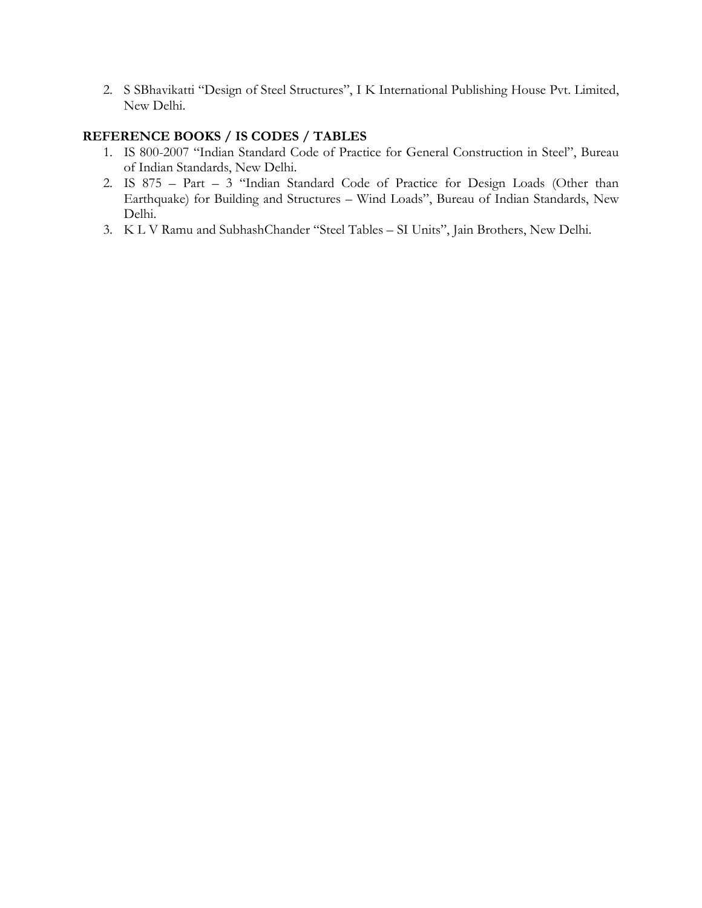2. S SBhavikatti "Design of Steel Structures", I K International Publishing House Pvt. Limited, New Delhi.

**REFERENCE BOOKS / IS CODES / TABLES**

1. IS 800-2007 "Indian Standard Code of Practice for General Construction in Steel", Bureau of Indian Standards, New Delhi.
2. IS 875 – Part – 3 "Indian Standard Code of Practice for Design Loads (Other than Earthquake) for Building and Structures – Wind Loads", Bureau of Indian Standards, New Delhi.
3. K L V Ramu and SubhashChander "Steel Tables – SI Units", Jain Brothers, New Delhi.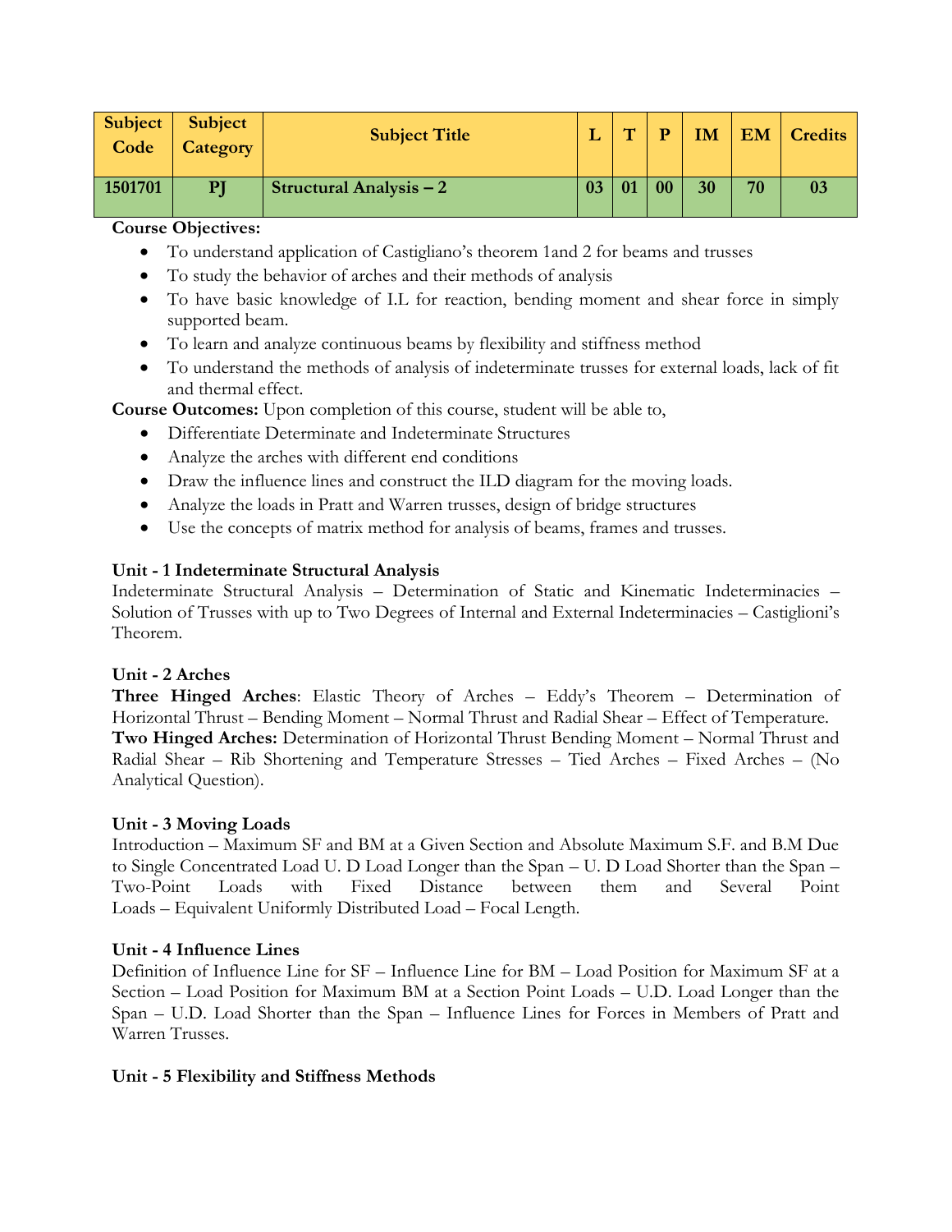| Subject Code | Subject Category | Subject Title | L | T | P | IM | EM | Credits |
|---|---|---|---|---|---|---|---|---|
| 1501701 | PJ | Structural Analysis – 2 | 03 | 01 | 00 | 30 | 70 | 03 |

**Course Objectives:**

- To understand application of Castigliano's theorem 1and 2 for beams and trusses
- To study the behavior of arches and their methods of analysis
- To have basic knowledge of I.L for reaction, bending moment and shear force in simply supported beam.
- To learn and analyze continuous beams by flexibility and stiffness method
- To understand the methods of analysis of indeterminate trusses for external loads, lack of fit and thermal effect.

**Course Outcomes:** Upon completion of this course, student will be able to,

- Differentiate Determinate and Indeterminate Structures
- Analyze the arches with different end conditions
- Draw the influence lines and construct the ILD diagram for the moving loads.
- Analyze the loads in Pratt and Warren trusses, design of bridge structures
- Use the concepts of matrix method for analysis of beams, frames and trusses.

**Unit - 1 Indeterminate Structural Analysis**

Indeterminate Structural Analysis – Determination of Static and Kinematic Indeterminacies – Solution of Trusses with up to Two Degrees of Internal and External Indeterminacies – Castiglioni's Theorem.

**Unit - 2 Arches**

**Three Hinged Arches**: Elastic Theory of Arches – Eddy's Theorem – Determination of Horizontal Thrust – Bending Moment – Normal Thrust and Radial Shear – Effect of Temperature.
**Two Hinged Arches:** Determination of Horizontal Thrust Bending Moment – Normal Thrust and Radial Shear – Rib Shortening and Temperature Stresses – Tied Arches – Fixed Arches – (No Analytical Question).

**Unit - 3 Moving Loads**

Introduction – Maximum SF and BM at a Given Section and Absolute Maximum S.F. and B.M Due to Single Concentrated Load U. D Load Longer than the Span – U. D Load Shorter than the Span – Two-Point Loads with Fixed Distance between them and Several Point Loads – Equivalent Uniformly Distributed Load – Focal Length.

**Unit - 4 Influence Lines**

Definition of Influence Line for SF – Influence Line for BM – Load Position for Maximum SF at a Section – Load Position for Maximum BM at a Section Point Loads – U.D. Load Longer than the Span – U.D. Load Shorter than the Span – Influence Lines for Forces in Members of Pratt and Warren Trusses.

**Unit - 5 Flexibility and Stiffness Methods**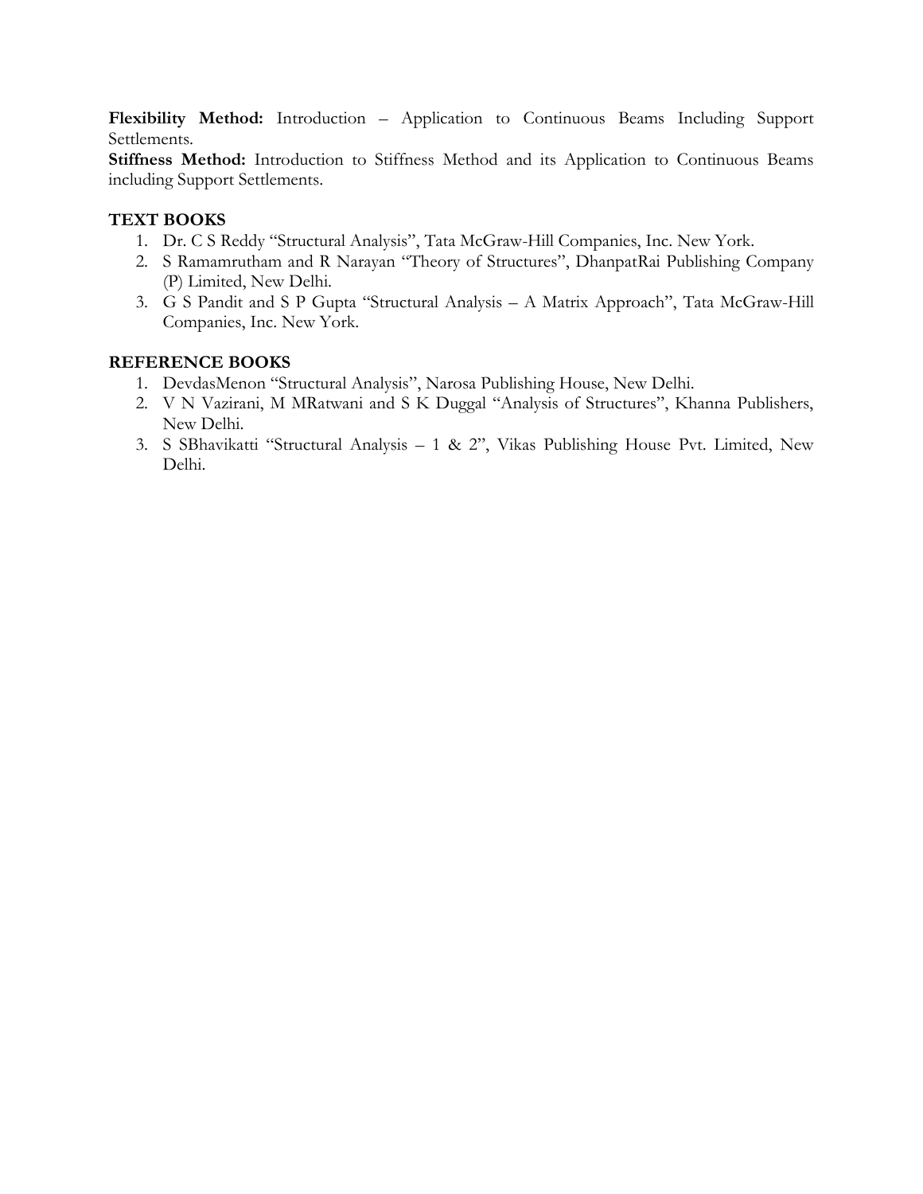**Flexibility Method:** Introduction – Application to Continuous Beams Including Support Settlements.

**Stiffness Method:** Introduction to Stiffness Method and its Application to Continuous Beams including Support Settlements.

### TEXT BOOKS

1. Dr. C S Reddy "Structural Analysis", Tata McGraw-Hill Companies, Inc. New York.
2. S Ramamrutham and R Narayan "Theory of Structures", DhanpatRai Publishing Company (P) Limited, New Delhi.
3. G S Pandit and S P Gupta "Structural Analysis – A Matrix Approach", Tata McGraw-Hill Companies, Inc. New York.

### REFERENCE BOOKS

1. DevdasMenon "Structural Analysis", Narosa Publishing House, New Delhi.
2. V N Vazirani, M MRatwani and S K Duggal "Analysis of Structures", Khanna Publishers, New Delhi.
3. S SBhavikatti "Structural Analysis – 1 & 2", Vikas Publishing House Pvt. Limited, New Delhi.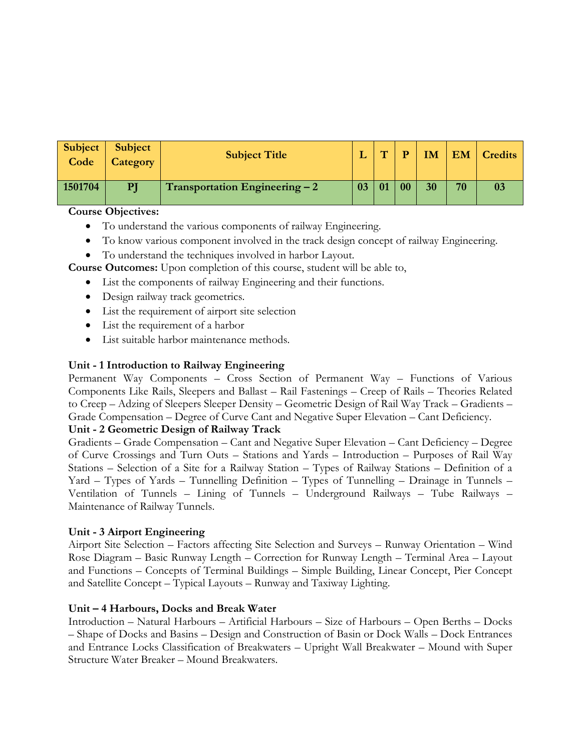| Subject Code | Subject Category | Subject Title | L | T | P | IM | EM | Credits |
|---|---|---|---|---|---|---|---|---|
| 1501704 | PJ | Transportation Engineering – 2 | 03 | 01 | 00 | 30 | 70 | 03 |

**Course Objectives:**

- To understand the various components of railway Engineering.
- To know various component involved in the track design concept of railway Engineering.
- To understand the techniques involved in harbor Layout.

**Course Outcomes:** Upon completion of this course, student will be able to,

- List the components of railway Engineering and their functions.
- Design railway track geometrics.
- List the requirement of airport site selection
- List the requirement of a harbor
- List suitable harbor maintenance methods.

**Unit - 1 Introduction to Railway Engineering**

Permanent Way Components – Cross Section of Permanent Way – Functions of Various Components Like Rails, Sleepers and Ballast – Rail Fastenings – Creep of Rails – Theories Related to Creep – Adzing of Sleepers Sleeper Density – Geometric Design of Rail Way Track – Gradients – Grade Compensation – Degree of Curve Cant and Negative Super Elevation – Cant Deficiency.

**Unit - 2 Geometric Design of Railway Track**

Gradients – Grade Compensation – Cant and Negative Super Elevation – Cant Deficiency – Degree of Curve Crossings and Turn Outs – Stations and Yards – Introduction – Purposes of Rail Way Stations – Selection of a Site for a Railway Station – Types of Railway Stations – Definition of a Yard – Types of Yards – Tunnelling Definition – Types of Tunnelling – Drainage in Tunnels – Ventilation of Tunnels – Lining of Tunnels – Underground Railways – Tube Railways – Maintenance of Railway Tunnels.

**Unit - 3 Airport Engineering**

Airport Site Selection – Factors affecting Site Selection and Surveys – Runway Orientation – Wind Rose Diagram – Basic Runway Length – Correction for Runway Length – Terminal Area – Layout and Functions – Concepts of Terminal Buildings – Simple Building, Linear Concept, Pier Concept and Satellite Concept – Typical Layouts – Runway and Taxiway Lighting.

**Unit – 4 Harbours, Docks and Break Water**

Introduction – Natural Harbours – Artificial Harbours – Size of Harbours – Open Berths – Docks – Shape of Docks and Basins – Design and Construction of Basin or Dock Walls – Dock Entrances and Entrance Locks Classification of Breakwaters – Upright Wall Breakwater – Mound with Super Structure Water Breaker – Mound Breakwaters.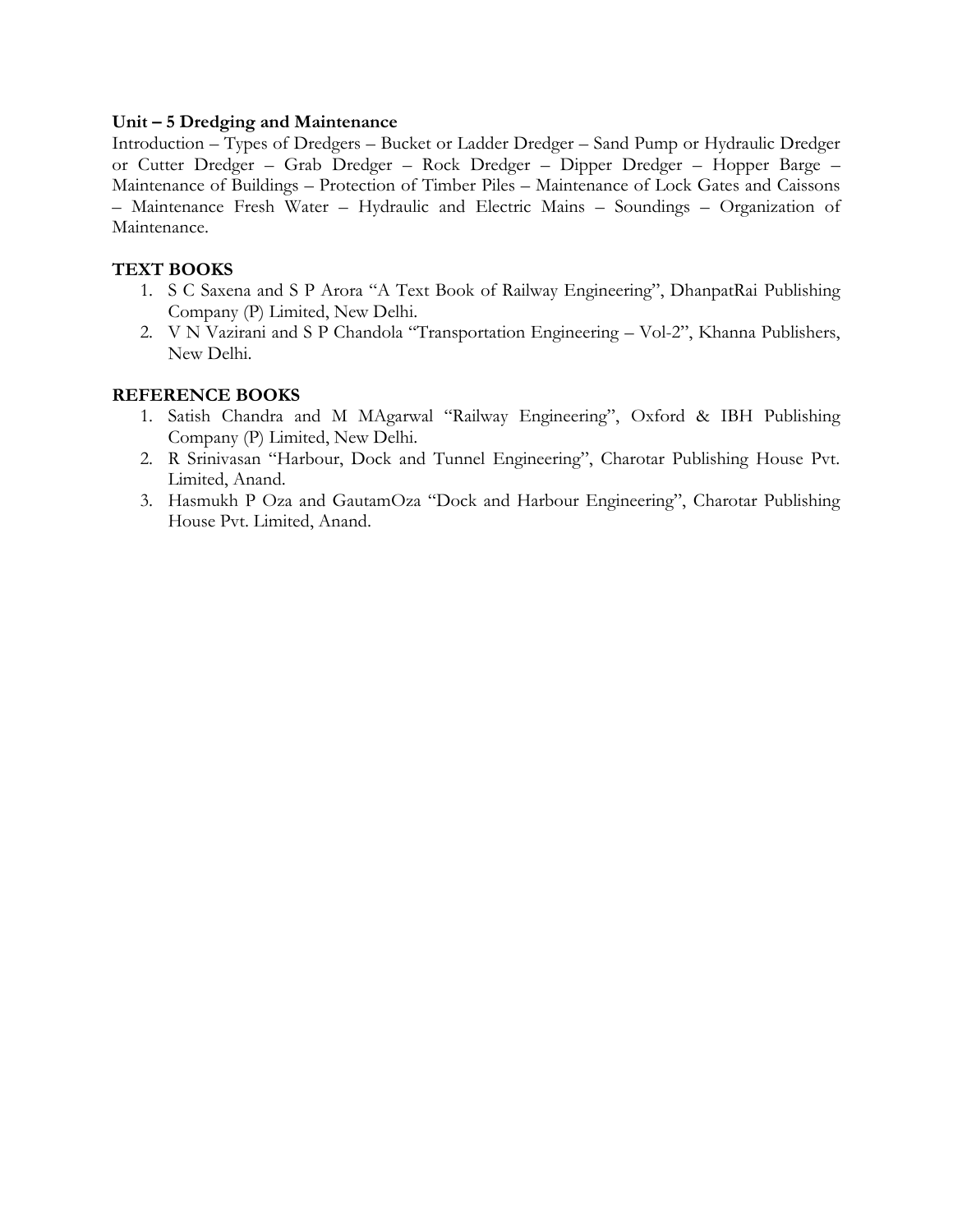**Unit – 5 Dredging and Maintenance**

Introduction – Types of Dredgers – Bucket or Ladder Dredger – Sand Pump or Hydraulic Dredger or Cutter Dredger – Grab Dredger – Rock Dredger – Dipper Dredger – Hopper Barge – Maintenance of Buildings – Protection of Timber Piles – Maintenance of Lock Gates and Caissons – Maintenance Fresh Water – Hydraulic and Electric Mains – Soundings – Organization of Maintenance.

**TEXT BOOKS**

1. S C Saxena and S P Arora "A Text Book of Railway Engineering", DhanpatRai Publishing Company (P) Limited, New Delhi.
2. V N Vazirani and S P Chandola "Transportation Engineering – Vol-2", Khanna Publishers, New Delhi.

**REFERENCE BOOKS**

1. Satish Chandra and M MAgarwal "Railway Engineering", Oxford & IBH Publishing Company (P) Limited, New Delhi.
2. R Srinivasan "Harbour, Dock and Tunnel Engineering", Charotar Publishing House Pvt. Limited, Anand.
3. Hasmukh P Oza and GautamOza "Dock and Harbour Engineering", Charotar Publishing House Pvt. Limited, Anand.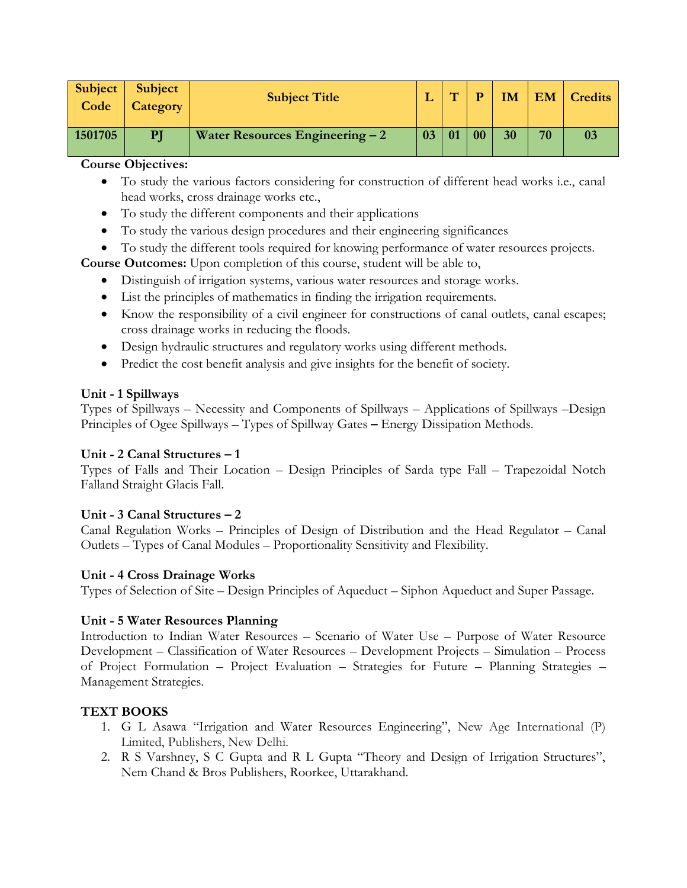| Subject Code | Subject Category | Subject Title | L | T | P | IM | EM | Credits |
|---|---|---|---|---|---|---|---|---|
| 1501705 | PJ | Water Resources Engineering – 2 | 03 | 01 | 00 | 30 | 70 | 03 |

**Course Objectives:**

- To study the various factors considering for construction of different head works i.e., canal head works, cross drainage works etc.,
- To study the different components and their applications
- To study the various design procedures and their engineering significances
- To study the different tools required for knowing performance of water resources projects.

**Course Outcomes:** Upon completion of this course, student will be able to,

- Distinguish of irrigation systems, various water resources and storage works.
- List the principles of mathematics in finding the irrigation requirements.
- Know the responsibility of a civil engineer for constructions of canal outlets, canal escapes; cross drainage works in reducing the floods.
- Design hydraulic structures and regulatory works using different methods.
- Predict the cost benefit analysis and give insights for the benefit of society.

**Unit - 1 Spillways**

Types of Spillways – Necessity and Components of Spillways – Applications of Spillways –Design Principles of Ogee Spillways – Types of Spillway Gates **–** Energy Dissipation Methods.

**Unit - 2 Canal Structures – 1**

Types of Falls and Their Location – Design Principles of Sarda type Fall – Trapezoidal Notch Falland Straight Glacis Fall.

**Unit - 3 Canal Structures – 2**

Canal Regulation Works – Principles of Design of Distribution and the Head Regulator – Canal Outlets – Types of Canal Modules – Proportionality Sensitivity and Flexibility.

**Unit - 4 Cross Drainage Works**

Types of Selection of Site – Design Principles of Aqueduct – Siphon Aqueduct and Super Passage.

**Unit - 5 Water Resources Planning**

Introduction to Indian Water Resources – Scenario of Water Use – Purpose of Water Resource Development – Classification of Water Resources – Development Projects – Simulation – Process of Project Formulation – Project Evaluation – Strategies for Future – Planning Strategies – Management Strategies.

**TEXT BOOKS**

1. G L Asawa "Irrigation and Water Resources Engineering", New Age International (P) Limited, Publishers, New Delhi.
2. R S Varshney, S C Gupta and R L Gupta "Theory and Design of Irrigation Structures", Nem Chand & Bros Publishers, Roorkee, Uttarakhand.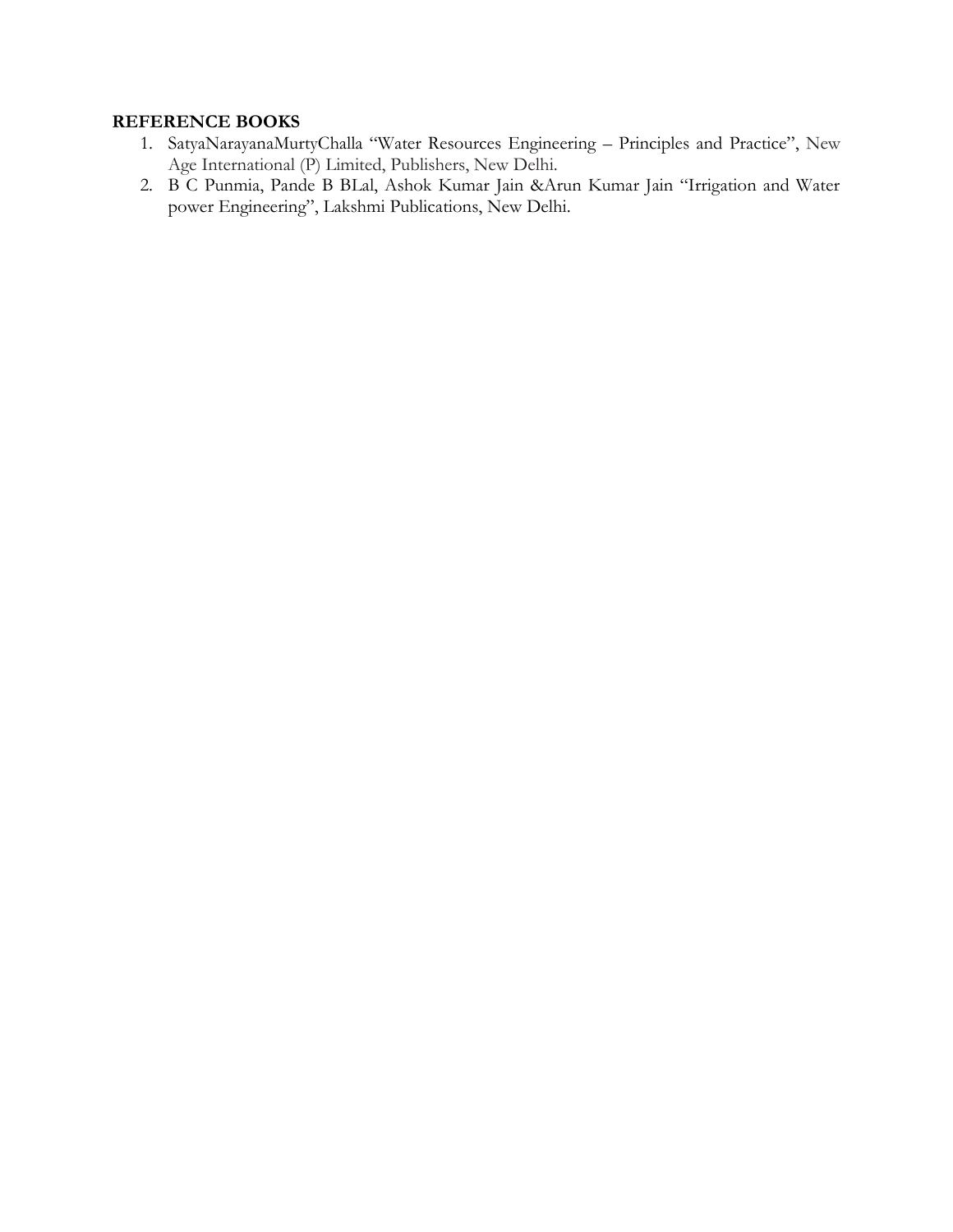**REFERENCE BOOKS**

1. SatyaNarayanaMurtyChalla "Water Resources Engineering – Principles and Practice", New Age International (P) Limited, Publishers, New Delhi.
2. B C Punmia, Pande B BLal, Ashok Kumar Jain &Arun Kumar Jain "Irrigation and Water power Engineering", Lakshmi Publications, New Delhi.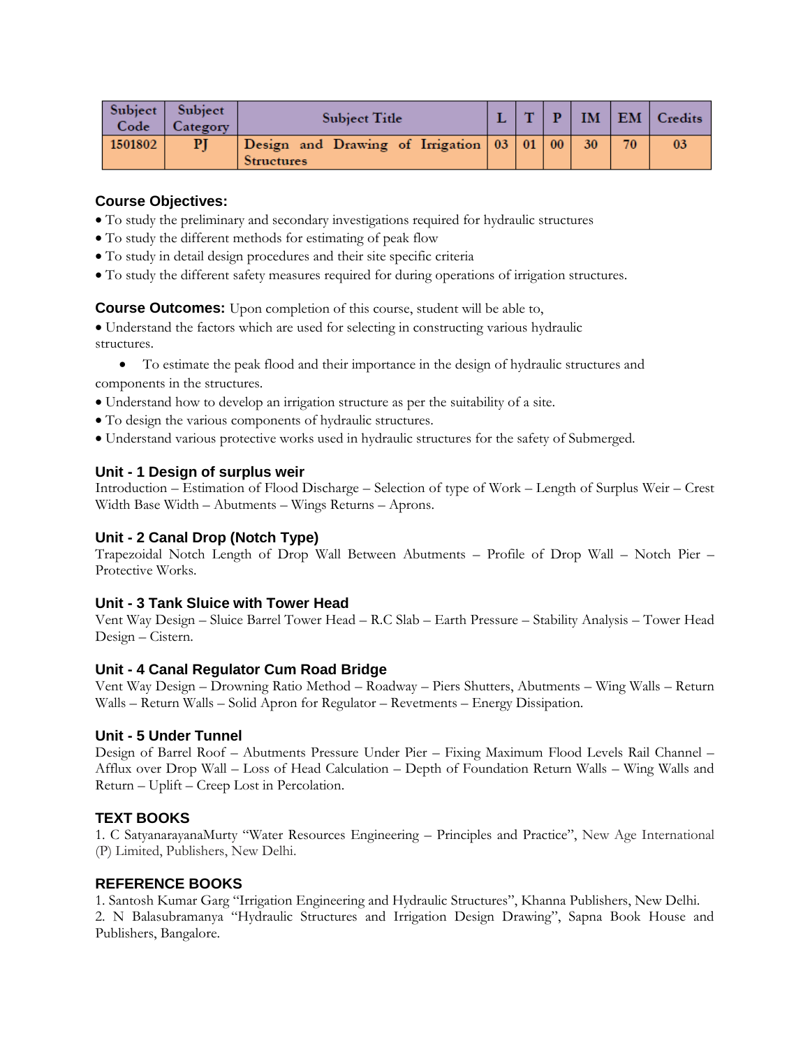| Subject Code | Subject Category | Subject Title | L | T | P | IM | EM | Credits |
|---|---|---|---|---|---|---|---|---|
| 1501802 | PJ | Design and Drawing of Irrigation Structures | 03 | 01 | 00 | 30 | 70 | 03 |

### Course Objectives:

- To study the preliminary and secondary investigations required for hydraulic structures
- To study the different methods for estimating of peak flow
- To study in detail design procedures and their site specific criteria
- To study the different safety measures required for during operations of irrigation structures.

**Course Outcomes:** Upon completion of this course, student will be able to,

- Understand the factors which are used for selecting in constructing various hydraulic structures.
- To estimate the peak flood and their importance in the design of hydraulic structures and components in the structures.
- Understand how to develop an irrigation structure as per the suitability of a site.
- To design the various components of hydraulic structures.
- Understand various protective works used in hydraulic structures for the safety of Submerged.

### Unit - 1 Design of surplus weir

Introduction – Estimation of Flood Discharge – Selection of type of Work – Length of Surplus Weir – Crest Width Base Width – Abutments – Wings Returns – Aprons.

### Unit - 2 Canal Drop (Notch Type)

Trapezoidal Notch Length of Drop Wall Between Abutments – Profile of Drop Wall – Notch Pier – Protective Works.

### Unit - 3 Tank Sluice with Tower Head

Vent Way Design – Sluice Barrel Tower Head – R.C Slab – Earth Pressure – Stability Analysis – Tower Head Design – Cistern.

### Unit - 4 Canal Regulator Cum Road Bridge

Vent Way Design – Drowning Ratio Method – Roadway – Piers Shutters, Abutments – Wing Walls – Return Walls – Return Walls – Solid Apron for Regulator – Revetments – Energy Dissipation.

### Unit - 5 Under Tunnel

Design of Barrel Roof – Abutments Pressure Under Pier – Fixing Maximum Flood Levels Rail Channel – Afflux over Drop Wall – Loss of Head Calculation – Depth of Foundation Return Walls – Wing Walls and Return – Uplift – Creep Lost in Percolation.

### TEXT BOOKS

1. C SatyanarayanaMurty "Water Resources Engineering – Principles and Practice", New Age International (P) Limited, Publishers, New Delhi.

### REFERENCE BOOKS

1. Santosh Kumar Garg "Irrigation Engineering and Hydraulic Structures", Khanna Publishers, New Delhi.
2. N Balasubramanya "Hydraulic Structures and Irrigation Design Drawing", Sapna Book House and Publishers, Bangalore.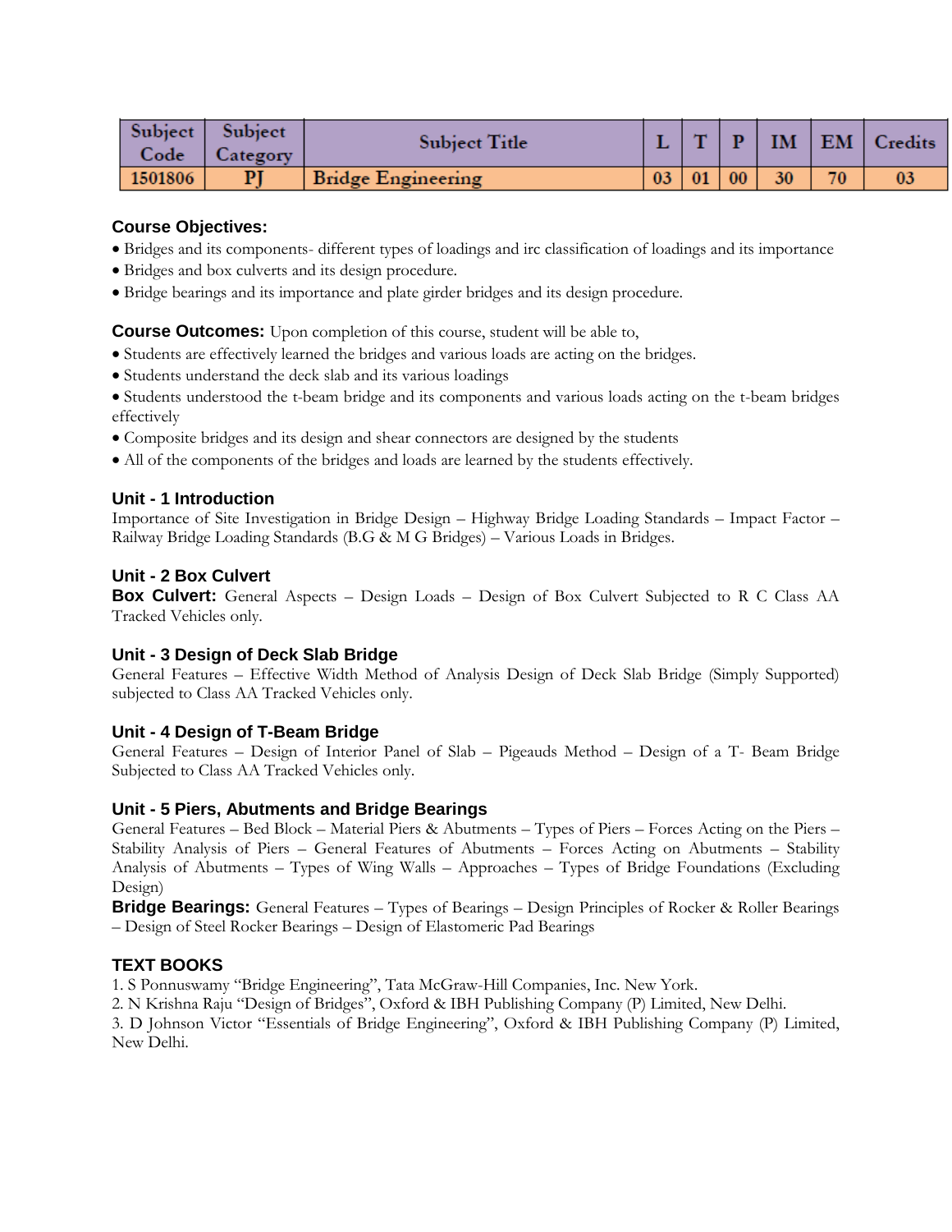| Subject Code | Subject Category | Subject Title | L | T | P | IM | EM | Credits |
|---|---|---|---|---|---|---|---|---|
| 1501806 | PJ | Bridge Engineering | 03 | 01 | 00 | 30 | 70 | 03 |

### Course Objectives:

- Bridges and its components- different types of loadings and irc classification of loadings and its importance
- Bridges and box culverts and its design procedure.
- Bridge bearings and its importance and plate girder bridges and its design procedure.

**Course Outcomes:** Upon completion of this course, student will be able to,

- Students are effectively learned the bridges and various loads are acting on the bridges.
- Students understand the deck slab and its various loadings
- Students understood the t-beam bridge and its components and various loads acting on the t-beam bridges effectively
- Composite bridges and its design and shear connectors are designed by the students
- All of the components of the bridges and loads are learned by the students effectively.

### Unit - 1 Introduction

Importance of Site Investigation in Bridge Design – Highway Bridge Loading Standards – Impact Factor – Railway Bridge Loading Standards (B.G & M G Bridges) – Various Loads in Bridges.

### Unit - 2 Box Culvert

**Box Culvert:** General Aspects – Design Loads – Design of Box Culvert Subjected to R C Class AA Tracked Vehicles only.

### Unit - 3 Design of Deck Slab Bridge

General Features – Effective Width Method of Analysis Design of Deck Slab Bridge (Simply Supported) subjected to Class AA Tracked Vehicles only.

### Unit - 4 Design of T-Beam Bridge

General Features – Design of Interior Panel of Slab – Pigeauds Method – Design of a T- Beam Bridge Subjected to Class AA Tracked Vehicles only.

### Unit - 5 Piers, Abutments and Bridge Bearings

General Features – Bed Block – Material Piers & Abutments – Types of Piers – Forces Acting on the Piers – Stability Analysis of Piers – General Features of Abutments – Forces Acting on Abutments – Stability Analysis of Abutments – Types of Wing Walls – Approaches – Types of Bridge Foundations (Excluding Design)

**Bridge Bearings:** General Features – Types of Bearings – Design Principles of Rocker & Roller Bearings – Design of Steel Rocker Bearings – Design of Elastomeric Pad Bearings

### TEXT BOOKS

1. S Ponnuswamy "Bridge Engineering", Tata McGraw-Hill Companies, Inc. New York.
2. N Krishna Raju "Design of Bridges", Oxford & IBH Publishing Company (P) Limited, New Delhi.
3. D Johnson Victor "Essentials of Bridge Engineering", Oxford & IBH Publishing Company (P) Limited, New Delhi.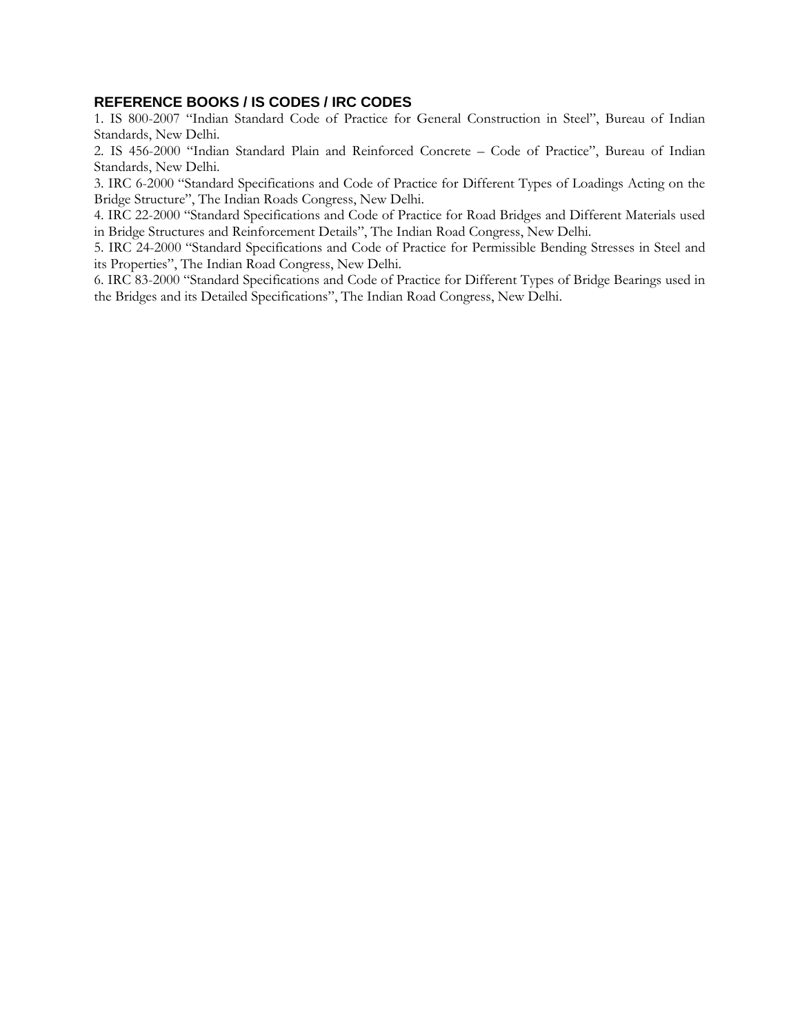## REFERENCE BOOKS / IS CODES / IRC CODES

1. IS 800-2007 "Indian Standard Code of Practice for General Construction in Steel", Bureau of Indian Standards, New Delhi.
2. IS 456-2000 "Indian Standard Plain and Reinforced Concrete – Code of Practice", Bureau of Indian Standards, New Delhi.
3. IRC 6-2000 "Standard Specifications and Code of Practice for Different Types of Loadings Acting on the Bridge Structure", The Indian Roads Congress, New Delhi.
4. IRC 22-2000 "Standard Specifications and Code of Practice for Road Bridges and Different Materials used in Bridge Structures and Reinforcement Details", The Indian Road Congress, New Delhi.
5. IRC 24-2000 "Standard Specifications and Code of Practice for Permissible Bending Stresses in Steel and its Properties", The Indian Road Congress, New Delhi.
6. IRC 83-2000 "Standard Specifications and Code of Practice for Different Types of Bridge Bearings used in the Bridges and its Detailed Specifications", The Indian Road Congress, New Delhi.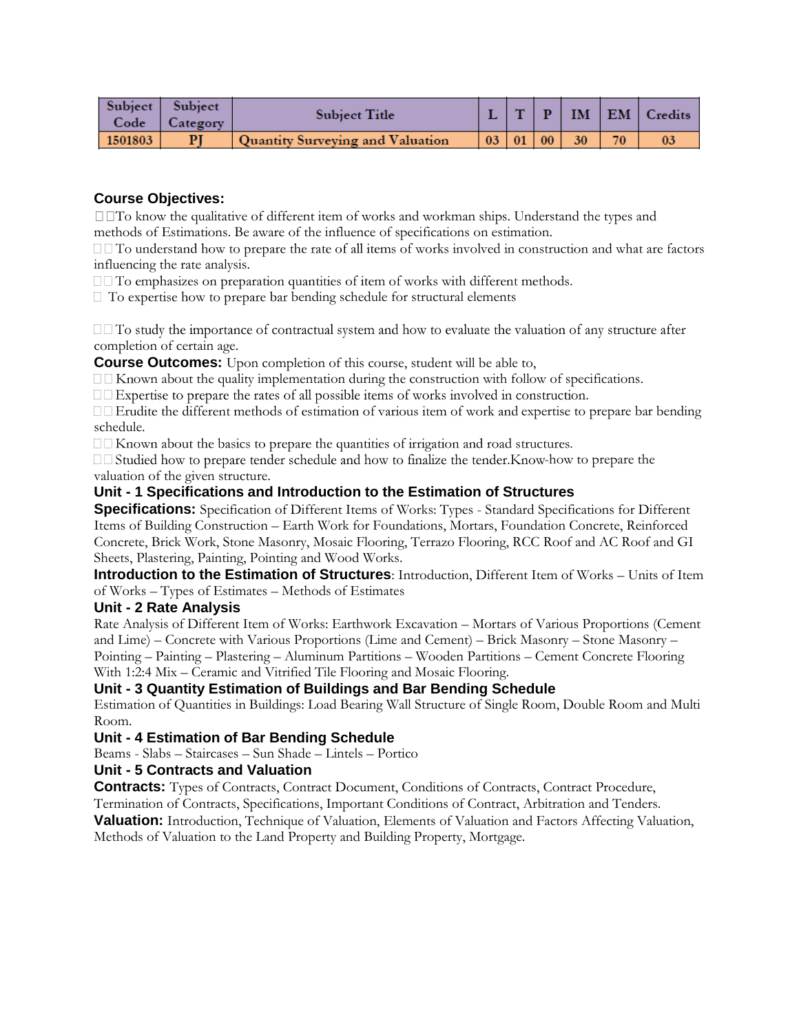| Subject Code | Subject Category | Subject Title | L | T | P | IM | EM | Credits |
|---|---|---|---|---|---|---|---|---|
| 1501803 | PJ | Quantity Surveying and Valuation | 03 | 01 | 00 | 30 | 70 | 03 |

**Course Objectives:**

- To know the qualitative of different item of works and workman ships. Understand the types and methods of Estimations. Be aware of the influence of specifications on estimation.
- To understand how to prepare the rate of all items of works involved in construction and what are factors influencing the rate analysis.
- To emphasizes on preparation quantities of item of works with different methods.
- To expertise how to prepare bar bending schedule for structural elements

- To study the importance of contractual system and how to evaluate the valuation of any structure after completion of certain age.

**Course Outcomes:** Upon completion of this course, student will be able to,

- Known about the quality implementation during the construction with follow of specifications.
- Expertise to prepare the rates of all possible items of works involved in construction.
- Erudite the different methods of estimation of various item of work and expertise to prepare bar bending schedule.
- Known about the basics to prepare the quantities of irrigation and road structures.
- Studied how to prepare tender schedule and how to finalize the tender.Know-how to prepare the valuation of the given structure.

### Unit - 1 Specifications and Introduction to the Estimation of Structures

**Specifications:** Specification of Different Items of Works: Types - Standard Specifications for Different Items of Building Construction – Earth Work for Foundations, Mortars, Foundation Concrete, Reinforced Concrete, Brick Work, Stone Masonry, Mosaic Flooring, Terrazo Flooring, RCC Roof and AC Roof and GI Sheets, Plastering, Painting, Pointing and Wood Works.

**Introduction to the Estimation of Structures**: Introduction, Different Item of Works – Units of Item of Works – Types of Estimates – Methods of Estimates

### Unit - 2 Rate Analysis

Rate Analysis of Different Item of Works: Earthwork Excavation – Mortars of Various Proportions (Cement and Lime) – Concrete with Various Proportions (Lime and Cement) – Brick Masonry – Stone Masonry – Pointing – Painting – Plastering – Aluminum Partitions – Wooden Partitions – Cement Concrete Flooring With 1:2:4 Mix – Ceramic and Vitrified Tile Flooring and Mosaic Flooring.

### Unit - 3 Quantity Estimation of Buildings and Bar Bending Schedule

Estimation of Quantities in Buildings: Load Bearing Wall Structure of Single Room, Double Room and Multi Room.

### Unit - 4 Estimation of Bar Bending Schedule

Beams - Slabs – Staircases – Sun Shade – Lintels – Portico

### Unit - 5 Contracts and Valuation

**Contracts:** Types of Contracts, Contract Document, Conditions of Contracts, Contract Procedure, Termination of Contracts, Specifications, Important Conditions of Contract, Arbitration and Tenders.

**Valuation:** Introduction, Technique of Valuation, Elements of Valuation and Factors Affecting Valuation, Methods of Valuation to the Land Property and Building Property, Mortgage.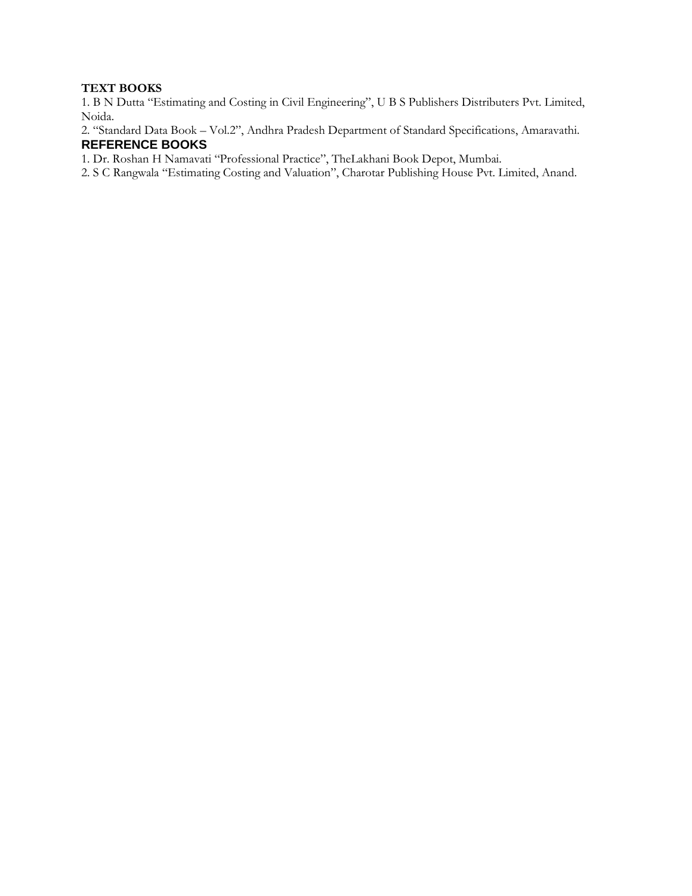**TEXT BOOKS**

1. B N Dutta "Estimating and Costing in Civil Engineering", U B S Publishers Distributers Pvt. Limited, Noida.
2. "Standard Data Book – Vol.2", Andhra Pradesh Department of Standard Specifications, Amaravathi.

**REFERENCE BOOKS**

1. Dr. Roshan H Namavati "Professional Practice", TheLakhani Book Depot, Mumbai.
2. S C Rangwala "Estimating Costing and Valuation", Charotar Publishing House Pvt. Limited, Anand.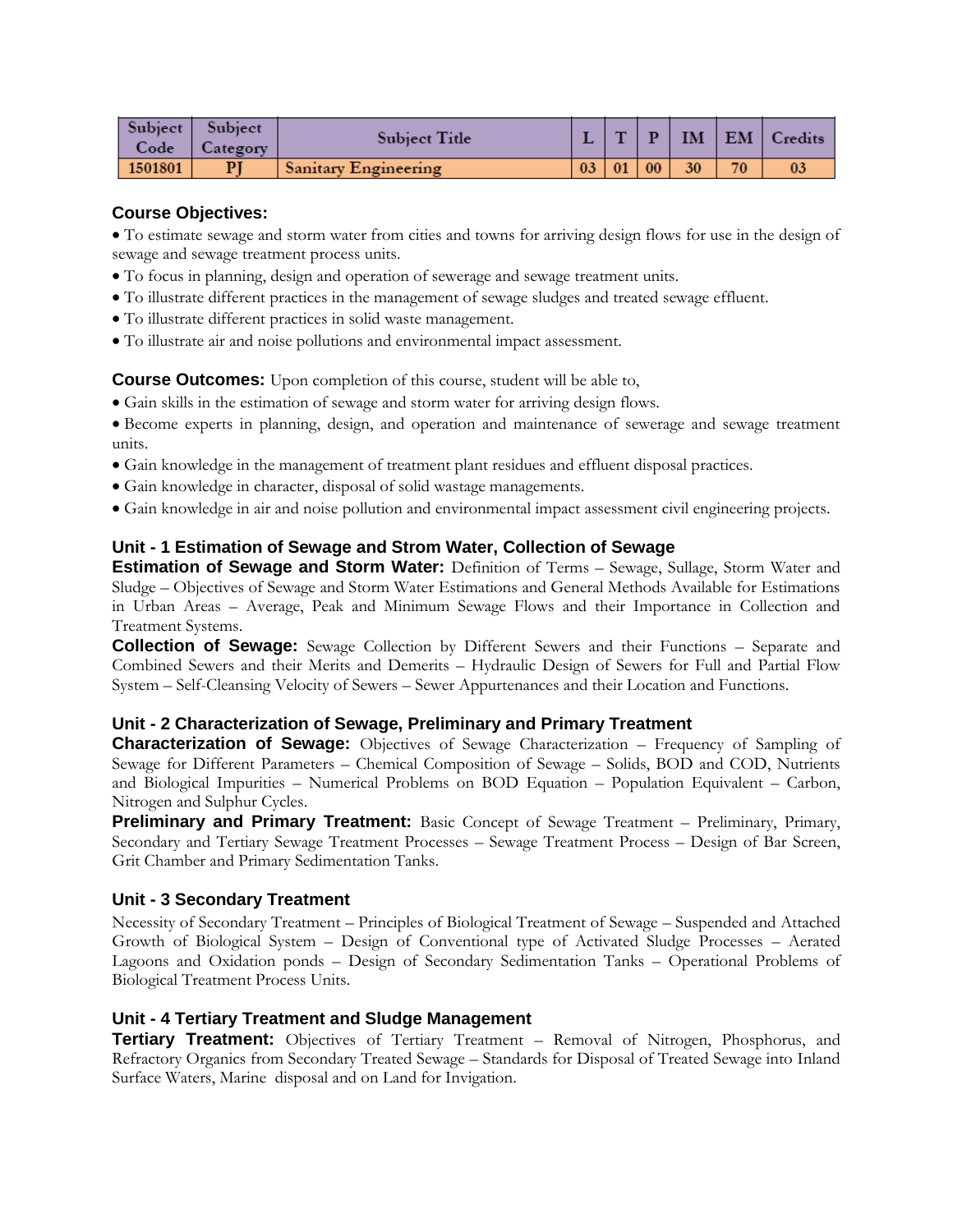| Subject Code | Subject Category | Subject Title | L | T | P | IM | EM | Credits |
|---|---|---|---|---|---|---|---|---|
| 1501801 | PJ | Sanitary Engineering | 03 | 01 | 00 | 30 | 70 | 03 |

### Course Objectives:

- To estimate sewage and storm water from cities and towns for arriving design flows for use in the design of sewage and sewage treatment process units.
- To focus in planning, design and operation of sewerage and sewage treatment units.
- To illustrate different practices in the management of sewage sludges and treated sewage effluent.
- To illustrate different practices in solid waste management.
- To illustrate air and noise pollutions and environmental impact assessment.

**Course Outcomes:** Upon completion of this course, student will be able to,

- Gain skills in the estimation of sewage and storm water for arriving design flows.
- Become experts in planning, design, and operation and maintenance of sewerage and sewage treatment units.
- Gain knowledge in the management of treatment plant residues and effluent disposal practices.
- Gain knowledge in character, disposal of solid wastage managements.
- Gain knowledge in air and noise pollution and environmental impact assessment civil engineering projects.

### Unit - 1 Estimation of Sewage and Strom Water, Collection of Sewage

**Estimation of Sewage and Storm Water:** Definition of Terms – Sewage, Sullage, Storm Water and Sludge – Objectives of Sewage and Storm Water Estimations and General Methods Available for Estimations in Urban Areas – Average, Peak and Minimum Sewage Flows and their Importance in Collection and Treatment Systems.

**Collection of Sewage:** Sewage Collection by Different Sewers and their Functions – Separate and Combined Sewers and their Merits and Demerits – Hydraulic Design of Sewers for Full and Partial Flow System – Self-Cleansing Velocity of Sewers – Sewer Appurtenances and their Location and Functions.

### Unit - 2 Characterization of Sewage, Preliminary and Primary Treatment

**Characterization of Sewage:** Objectives of Sewage Characterization – Frequency of Sampling of Sewage for Different Parameters – Chemical Composition of Sewage – Solids, BOD and COD, Nutrients and Biological Impurities – Numerical Problems on BOD Equation – Population Equivalent – Carbon, Nitrogen and Sulphur Cycles.

**Preliminary and Primary Treatment:** Basic Concept of Sewage Treatment – Preliminary, Primary, Secondary and Tertiary Sewage Treatment Processes – Sewage Treatment Process – Design of Bar Screen, Grit Chamber and Primary Sedimentation Tanks.

### Unit - 3 Secondary Treatment

Necessity of Secondary Treatment – Principles of Biological Treatment of Sewage – Suspended and Attached Growth of Biological System – Design of Conventional type of Activated Sludge Processes – Aerated Lagoons and Oxidation ponds – Design of Secondary Sedimentation Tanks – Operational Problems of Biological Treatment Process Units.

### Unit - 4 Tertiary Treatment and Sludge Management

**Tertiary Treatment:** Objectives of Tertiary Treatment – Removal of Nitrogen, Phosphorus, and Refractory Organics from Secondary Treated Sewage – Standards for Disposal of Treated Sewage into Inland Surface Waters, Marine disposal and on Land for Invigation.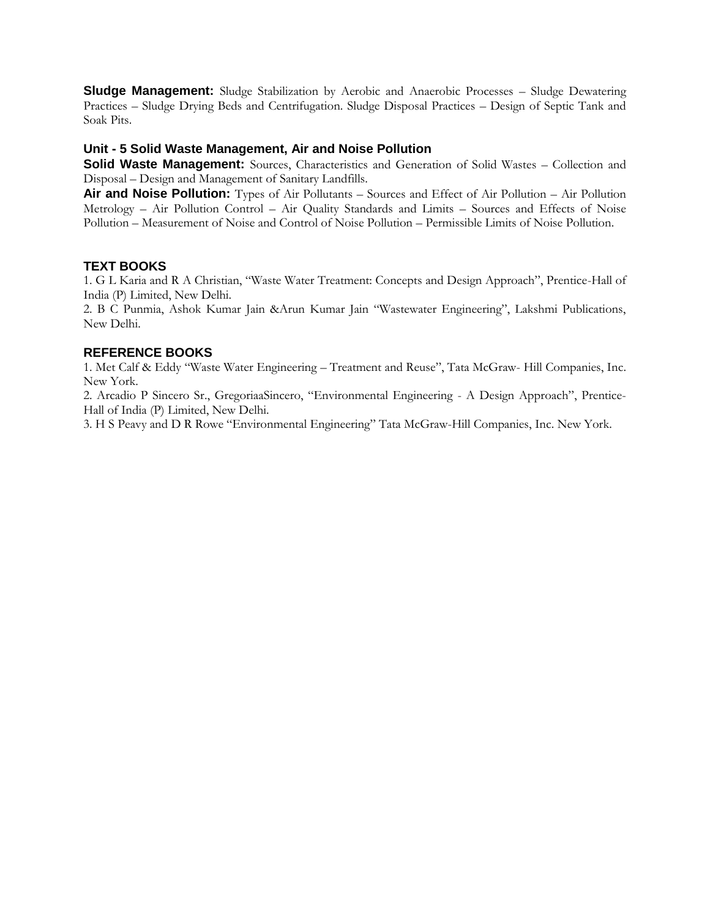**Sludge Management:** Sludge Stabilization by Aerobic and Anaerobic Processes – Sludge Dewatering Practices – Sludge Drying Beds and Centrifugation. Sludge Disposal Practices – Design of Septic Tank and Soak Pits.

### Unit - 5 Solid Waste Management, Air and Noise Pollution

**Solid Waste Management:** Sources, Characteristics and Generation of Solid Wastes – Collection and Disposal – Design and Management of Sanitary Landfills.

**Air and Noise Pollution:** Types of Air Pollutants – Sources and Effect of Air Pollution – Air Pollution Metrology – Air Pollution Control – Air Quality Standards and Limits – Sources and Effects of Noise Pollution – Measurement of Noise and Control of Noise Pollution – Permissible Limits of Noise Pollution.

### TEXT BOOKS

1. G L Karia and R A Christian, "Waste Water Treatment: Concepts and Design Approach", Prentice-Hall of India (P) Limited, New Delhi.
2. B C Punmia, Ashok Kumar Jain &Arun Kumar Jain "Wastewater Engineering", Lakshmi Publications, New Delhi.

### REFERENCE BOOKS

1. Met Calf & Eddy "Waste Water Engineering – Treatment and Reuse", Tata McGraw- Hill Companies, Inc. New York.
2. Arcadio P Sincero Sr., GregoriaaSincero, "Environmental Engineering - A Design Approach", Prentice-Hall of India (P) Limited, New Delhi.
3. H S Peavy and D R Rowe "Environmental Engineering" Tata McGraw-Hill Companies, Inc. New York.